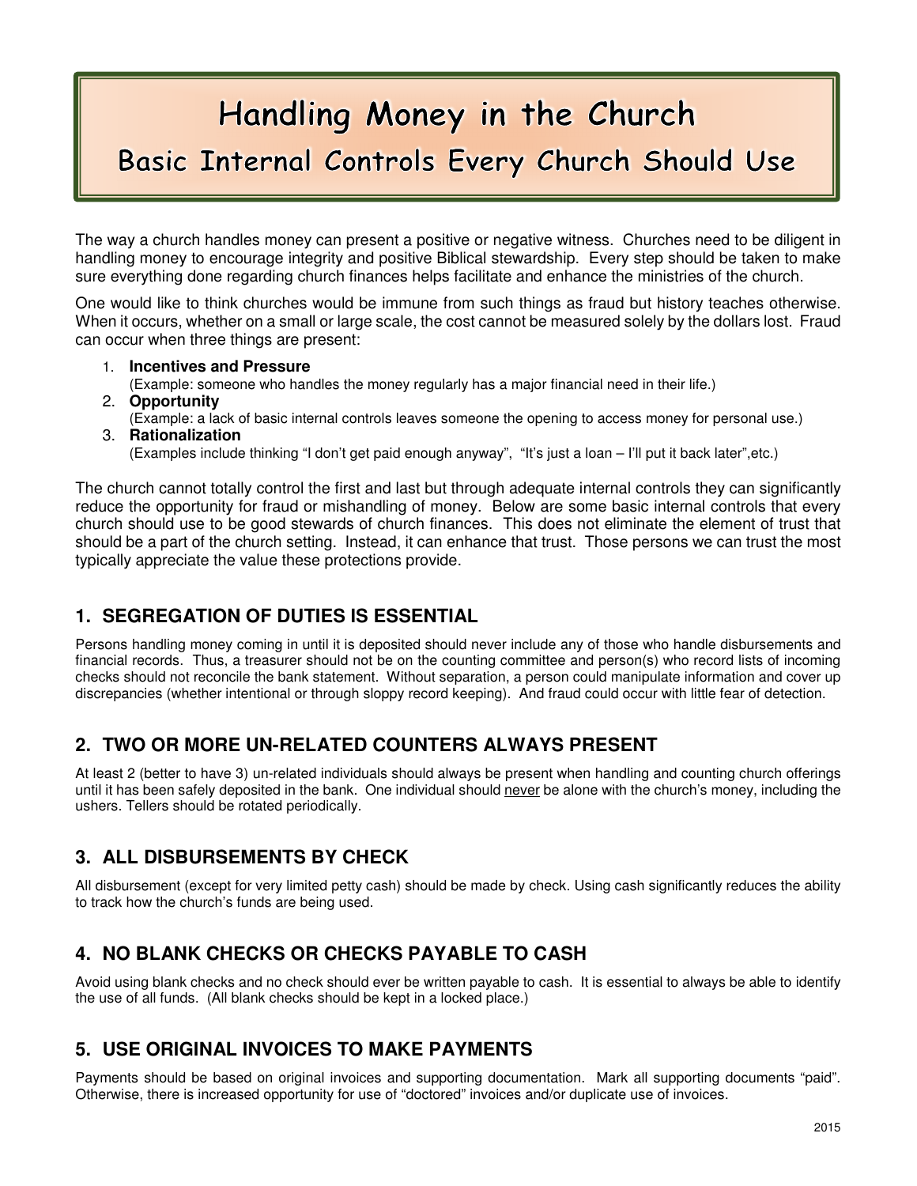# Handling Money in the Church

## Basic Internal Controls Every Church Should Use

The way a church handles money can present a positive or negative witness. Churches need to be diligent in handling money to encourage integrity and positive Biblical stewardship. Every step should be taken to make sure everything done regarding church finances helps facilitate and enhance the ministries of the church.

One would like to think churches would be immune from such things as fraud but history teaches otherwise. When it occurs, whether on a small or large scale, the cost cannot be measured solely by the dollars lost. Fraud can occur when three things are present:

1. **Incentives and Pressure**
   (Example: someone who handles the money regularly has a major financial need in their life.)
2. **Opportunity**
   (Example: a lack of basic internal controls leaves someone the opening to access money for personal use.)
3. **Rationalization**
   (Examples include thinking "I don't get paid enough anyway", "It's just a loan – I'll put it back later",etc.)

The church cannot totally control the first and last but through adequate internal controls they can significantly reduce the opportunity for fraud or mishandling of money. Below are some basic internal controls that every church should use to be good stewards of church finances. This does not eliminate the element of trust that should be a part of the church setting. Instead, it can enhance that trust. Those persons we can trust the most typically appreciate the value these protections provide.

## 1. SEGREGATION OF DUTIES IS ESSENTIAL

Persons handling money coming in until it is deposited should never include any of those who handle disbursements and financial records. Thus, a treasurer should not be on the counting committee and person(s) who record lists of incoming checks should not reconcile the bank statement. Without separation, a person could manipulate information and cover up discrepancies (whether intentional or through sloppy record keeping). And fraud could occur with little fear of detection.

## 2. TWO OR MORE UN-RELATED COUNTERS ALWAYS PRESENT

At least 2 (better to have 3) un-related individuals should always be present when handling and counting church offerings until it has been safely deposited in the bank. One individual should never be alone with the church's money, including the ushers. Tellers should be rotated periodically.

## 3. ALL DISBURSEMENTS BY CHECK

All disbursement (except for very limited petty cash) should be made by check. Using cash significantly reduces the ability to track how the church's funds are being used.

## 4. NO BLANK CHECKS OR CHECKS PAYABLE TO CASH

Avoid using blank checks and no check should ever be written payable to cash. It is essential to always be able to identify the use of all funds. (All blank checks should be kept in a locked place.)

## 5. USE ORIGINAL INVOICES TO MAKE PAYMENTS

Payments should be based on original invoices and supporting documentation. Mark all supporting documents "paid". Otherwise, there is increased opportunity for use of "doctored" invoices and/or duplicate use of invoices.

2015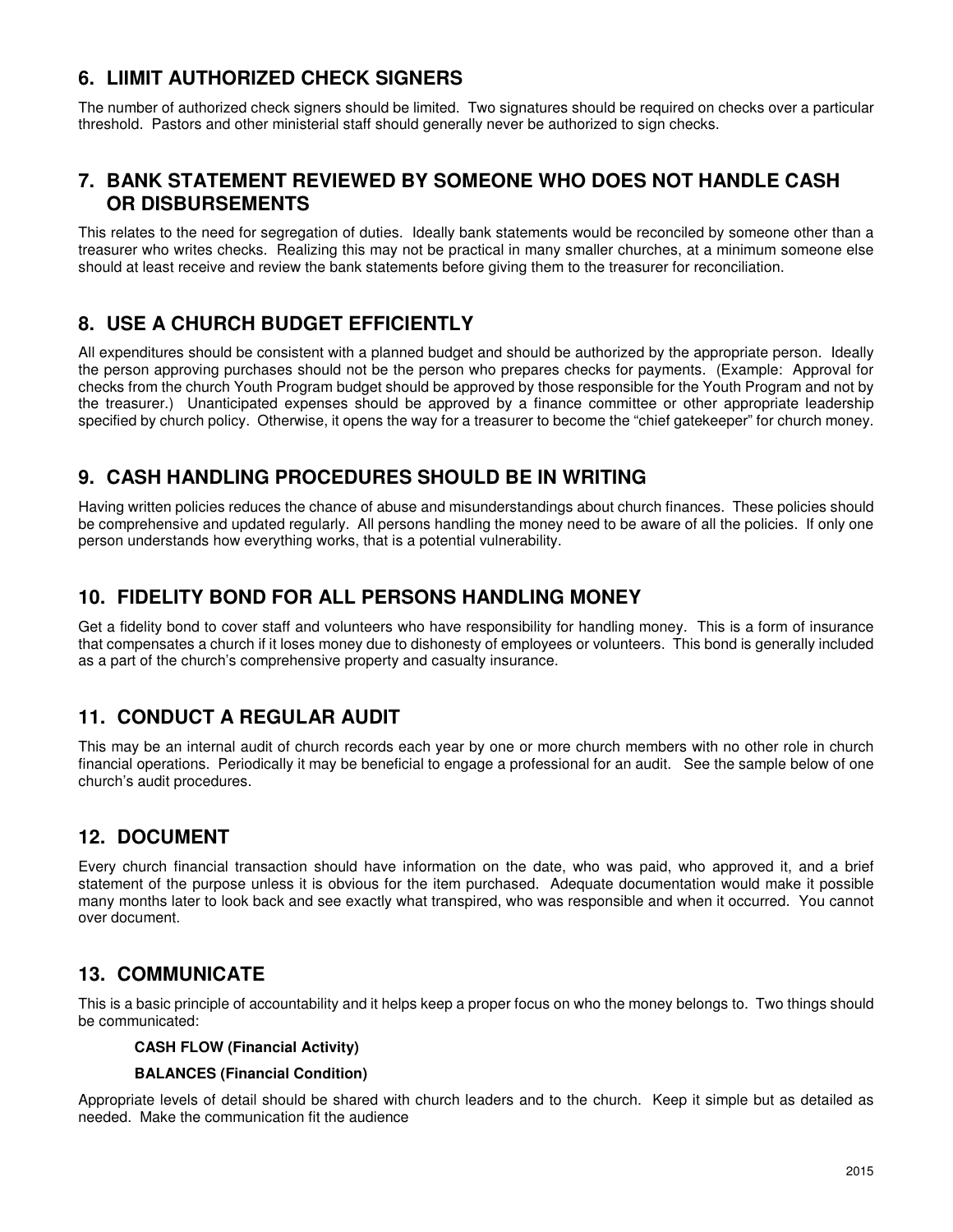## 6. LIIMIT AUTHORIZED CHECK SIGNERS

The number of authorized check signers should be limited. Two signatures should be required on checks over a particular threshold. Pastors and other ministerial staff should generally never be authorized to sign checks.

## 7. BANK STATEMENT REVIEWED BY SOMEONE WHO DOES NOT HANDLE CASH OR DISBURSEMENTS

This relates to the need for segregation of duties. Ideally bank statements would be reconciled by someone other than a treasurer who writes checks. Realizing this may not be practical in many smaller churches, at a minimum someone else should at least receive and review the bank statements before giving them to the treasurer for reconciliation.

## 8. USE A CHURCH BUDGET EFFICIENTLY

All expenditures should be consistent with a planned budget and should be authorized by the appropriate person. Ideally the person approving purchases should not be the person who prepares checks for payments. (Example: Approval for checks from the church Youth Program budget should be approved by those responsible for the Youth Program and not by the treasurer.) Unanticipated expenses should be approved by a finance committee or other appropriate leadership specified by church policy. Otherwise, it opens the way for a treasurer to become the "chief gatekeeper" for church money.

## 9. CASH HANDLING PROCEDURES SHOULD BE IN WRITING

Having written policies reduces the chance of abuse and misunderstandings about church finances. These policies should be comprehensive and updated regularly. All persons handling the money need to be aware of all the policies. If only one person understands how everything works, that is a potential vulnerability.

## 10. FIDELITY BOND FOR ALL PERSONS HANDLING MONEY

Get a fidelity bond to cover staff and volunteers who have responsibility for handling money. This is a form of insurance that compensates a church if it loses money due to dishonesty of employees or volunteers. This bond is generally included as a part of the church's comprehensive property and casualty insurance.

## 11. CONDUCT A REGULAR AUDIT

This may be an internal audit of church records each year by one or more church members with no other role in church financial operations. Periodically it may be beneficial to engage a professional for an audit. See the sample below of one church's audit procedures.

## 12. DOCUMENT

Every church financial transaction should have information on the date, who was paid, who approved it, and a brief statement of the purpose unless it is obvious for the item purchased. Adequate documentation would make it possible many months later to look back and see exactly what transpired, who was responsible and when it occurred. You cannot over document.

## 13. COMMUNICATE

This is a basic principle of accountability and it helps keep a proper focus on who the money belongs to. Two things should be communicated:

**CASH FLOW (Financial Activity)**

**BALANCES (Financial Condition)**

Appropriate levels of detail should be shared with church leaders and to the church. Keep it simple but as detailed as needed. Make the communication fit the audience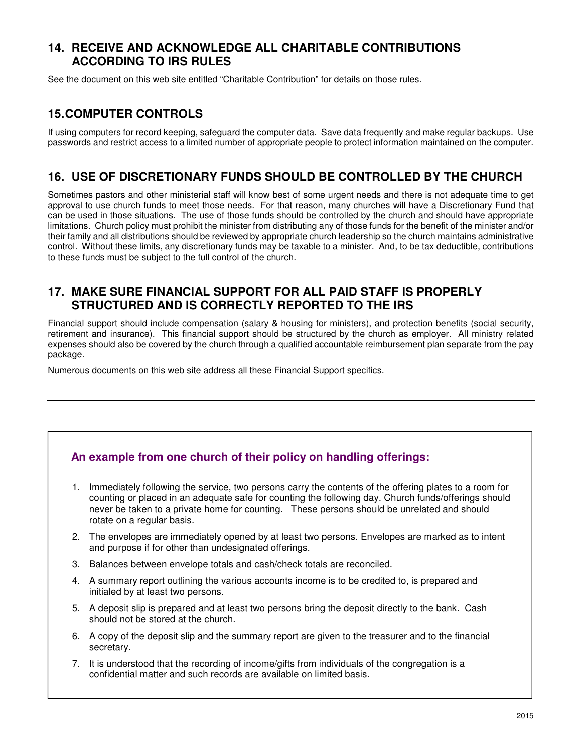## 14. RECEIVE AND ACKNOWLEDGE ALL CHARITABLE CONTRIBUTIONS ACCORDING TO IRS RULES

See the document on this web site entitled "Charitable Contribution" for details on those rules.

## 15. COMPUTER CONTROLS

If using computers for record keeping, safeguard the computer data. Save data frequently and make regular backups. Use passwords and restrict access to a limited number of appropriate people to protect information maintained on the computer.

## 16. USE OF DISCRETIONARY FUNDS SHOULD BE CONTROLLED BY THE CHURCH

Sometimes pastors and other ministerial staff will know best of some urgent needs and there is not adequate time to get approval to use church funds to meet those needs. For that reason, many churches will have a Discretionary Fund that can be used in those situations. The use of those funds should be controlled by the church and should have appropriate limitations. Church policy must prohibit the minister from distributing any of those funds for the benefit of the minister and/or their family and all distributions should be reviewed by appropriate church leadership so the church maintains administrative control. Without these limits, any discretionary funds may be taxable to a minister. And, to be tax deductible, contributions to these funds must be subject to the full control of the church.

## 17. MAKE SURE FINANCIAL SUPPORT FOR ALL PAID STAFF IS PROPERLY STRUCTURED AND IS CORRECTLY REPORTED TO THE IRS

Financial support should include compensation (salary & housing for ministers), and protection benefits (social security, retirement and insurance). This financial support should be structured by the church as employer. All ministry related expenses should also be covered by the church through a qualified accountable reimbursement plan separate from the pay package.

Numerous documents on this web site address all these Financial Support specifics.

---

### An example from one church of their policy on handling offerings:

1. Immediately following the service, two persons carry the contents of the offering plates to a room for counting or placed in an adequate safe for counting the following day. Church funds/offerings should never be taken to a private home for counting. These persons should be unrelated and should rotate on a regular basis.
2. The envelopes are immediately opened by at least two persons. Envelopes are marked as to intent and purpose if for other than undesignated offerings.
3. Balances between envelope totals and cash/check totals are reconciled.
4. A summary report outlining the various accounts income is to be credited to, is prepared and initialed by at least two persons.
5. A deposit slip is prepared and at least two persons bring the deposit directly to the bank. Cash should not be stored at the church.
6. A copy of the deposit slip and the summary report are given to the treasurer and to the financial secretary.
7. It is understood that the recording of income/gifts from individuals of the congregation is a confidential matter and such records are available on limited basis.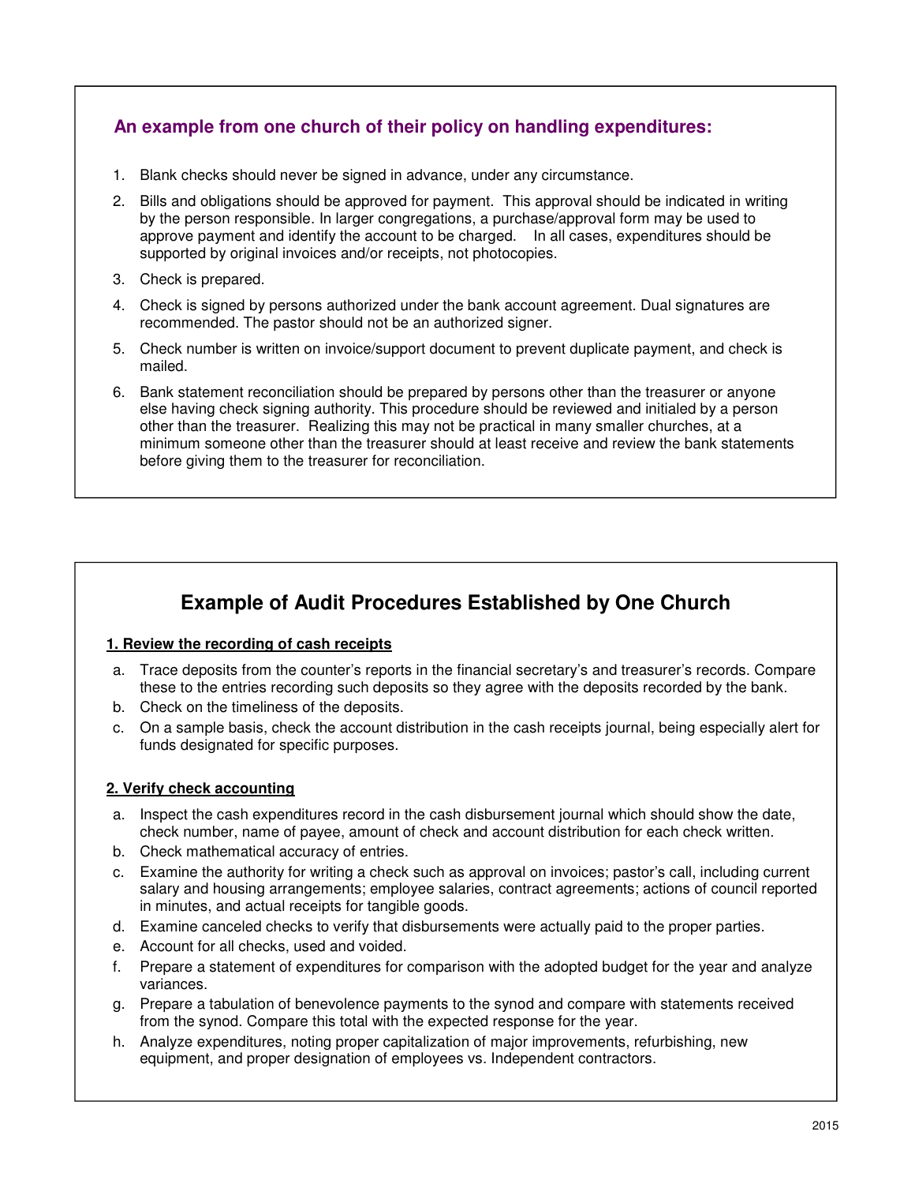### An example from one church of their policy on handling expenditures:

1. Blank checks should never be signed in advance, under any circumstance.
2. Bills and obligations should be approved for payment. This approval should be indicated in writing by the person responsible. In larger congregations, a purchase/approval form may be used to approve payment and identify the account to be charged. In all cases, expenditures should be supported by original invoices and/or receipts, not photocopies.
3. Check is prepared.
4. Check is signed by persons authorized under the bank account agreement. Dual signatures are recommended. The pastor should not be an authorized signer.
5. Check number is written on invoice/support document to prevent duplicate payment, and check is mailed.
6. Bank statement reconciliation should be prepared by persons other than the treasurer or anyone else having check signing authority. This procedure should be reviewed and initialed by a person other than the treasurer. Realizing this may not be practical in many smaller churches, at a minimum someone other than the treasurer should at least receive and review the bank statements before giving them to the treasurer for reconciliation.

## Example of Audit Procedures Established by One Church

**1. Review the recording of cash receipts**

a. Trace deposits from the counter's reports in the financial secretary's and treasurer's records. Compare these to the entries recording such deposits so they agree with the deposits recorded by the bank.
b. Check on the timeliness of the deposits.
c. On a sample basis, check the account distribution in the cash receipts journal, being especially alert for funds designated for specific purposes.

**2. Verify check accounting**

a. Inspect the cash expenditures record in the cash disbursement journal which should show the date, check number, name of payee, amount of check and account distribution for each check written.
b. Check mathematical accuracy of entries.
c. Examine the authority for writing a check such as approval on invoices; pastor's call, including current salary and housing arrangements; employee salaries, contract agreements; actions of council reported in minutes, and actual receipts for tangible goods.
d. Examine canceled checks to verify that disbursements were actually paid to the proper parties.
e. Account for all checks, used and voided.
f. Prepare a statement of expenditures for comparison with the adopted budget for the year and analyze variances.
g. Prepare a tabulation of benevolence payments to the synod and compare with statements received from the synod. Compare this total with the expected response for the year.
h. Analyze expenditures, noting proper capitalization of major improvements, refurbishing, new equipment, and proper designation of employees vs. Independent contractors.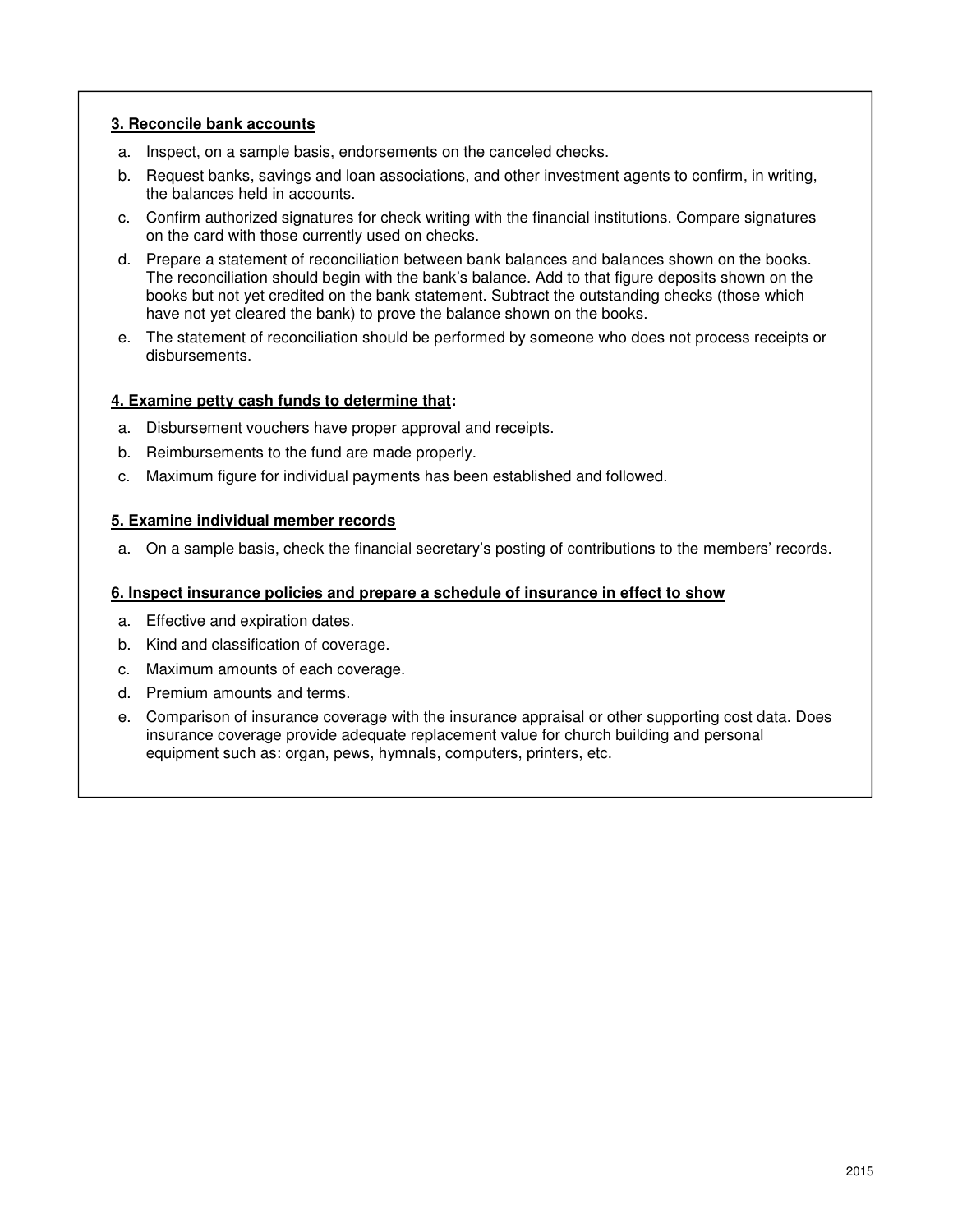**3. Reconcile bank accounts**

a. Inspect, on a sample basis, endorsements on the canceled checks.

b. Request banks, savings and loan associations, and other investment agents to confirm, in writing, the balances held in accounts.

c. Confirm authorized signatures for check writing with the financial institutions. Compare signatures on the card with those currently used on checks.

d. Prepare a statement of reconciliation between bank balances and balances shown on the books. The reconciliation should begin with the bank's balance. Add to that figure deposits shown on the books but not yet credited on the bank statement. Subtract the outstanding checks (those which have not yet cleared the bank) to prove the balance shown on the books.

e. The statement of reconciliation should be performed by someone who does not process receipts or disbursements.

**4. Examine petty cash funds to determine that:**

a. Disbursement vouchers have proper approval and receipts.

b. Reimbursements to the fund are made properly.

c. Maximum figure for individual payments has been established and followed.

**5. Examine individual member records**

a. On a sample basis, check the financial secretary's posting of contributions to the members' records.

**6. Inspect insurance policies and prepare a schedule of insurance in effect to show**

a. Effective and expiration dates.

b. Kind and classification of coverage.

c. Maximum amounts of each coverage.

d. Premium amounts and terms.

e. Comparison of insurance coverage with the insurance appraisal or other supporting cost data. Does insurance coverage provide adequate replacement value for church building and personal equipment such as: organ, pews, hymnals, computers, printers, etc.